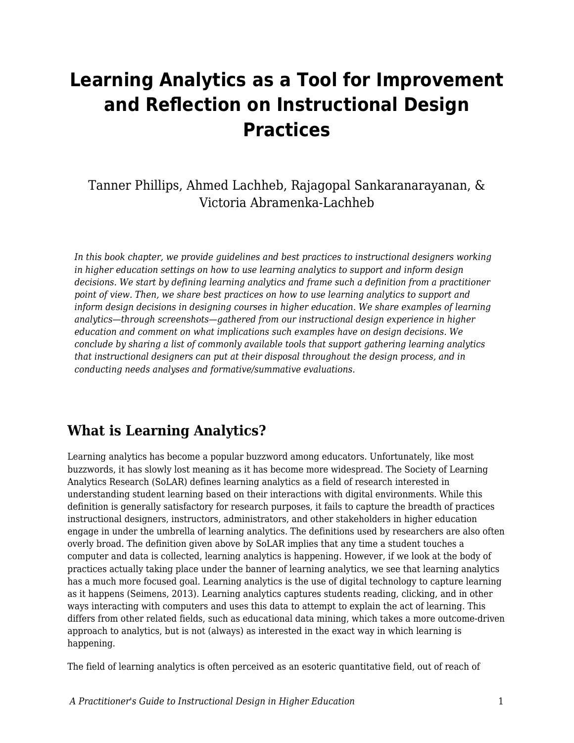# Learning Analytics as a Tool for Improvement and Reflection on Instructional Design Practices

Tanner Phillips, Ahmed Lachheb, Rajagopal Sankaranarayanan, & Victoria Abramenka-Lachheb

*In this book chapter, we provide guidelines and best practices to instructional designers working in higher education settings on how to use learning analytics to support and inform design decisions. We start by defining learning analytics and frame such a definition from a practitioner point of view. Then, we share best practices on how to use learning analytics to support and inform design decisions in designing courses in higher education. We share examples of learning analytics—through screenshots—gathered from our instructional design experience in higher education and comment on what implications such examples have on design decisions. We conclude by sharing a list of commonly available tools that support gathering learning analytics that instructional designers can put at their disposal throughout the design process, and in conducting needs analyses and formative/summative evaluations.*

## What is Learning Analytics?

Learning analytics has become a popular buzzword among educators. Unfortunately, like most buzzwords, it has slowly lost meaning as it has become more widespread. The Society of Learning Analytics Research (SoLAR) defines learning analytics as a field of research interested in understanding student learning based on their interactions with digital environments. While this definition is generally satisfactory for research purposes, it fails to capture the breadth of practices instructional designers, instructors, administrators, and other stakeholders in higher education engage in under the umbrella of learning analytics. The definitions used by researchers are also often overly broad. The definition given above by SoLAR implies that any time a student touches a computer and data is collected, learning analytics is happening. However, if we look at the body of practices actually taking place under the banner of learning analytics, we see that learning analytics has a much more focused goal. Learning analytics is the use of digital technology to capture learning as it happens (Seimens, 2013). Learning analytics captures students reading, clicking, and in other ways interacting with computers and uses this data to attempt to explain the act of learning. This differs from other related fields, such as educational data mining, which takes a more outcome-driven approach to analytics, but is not (always) as interested in the exact way in which learning is happening.

The field of learning analytics is often perceived as an esoteric quantitative field, out of reach of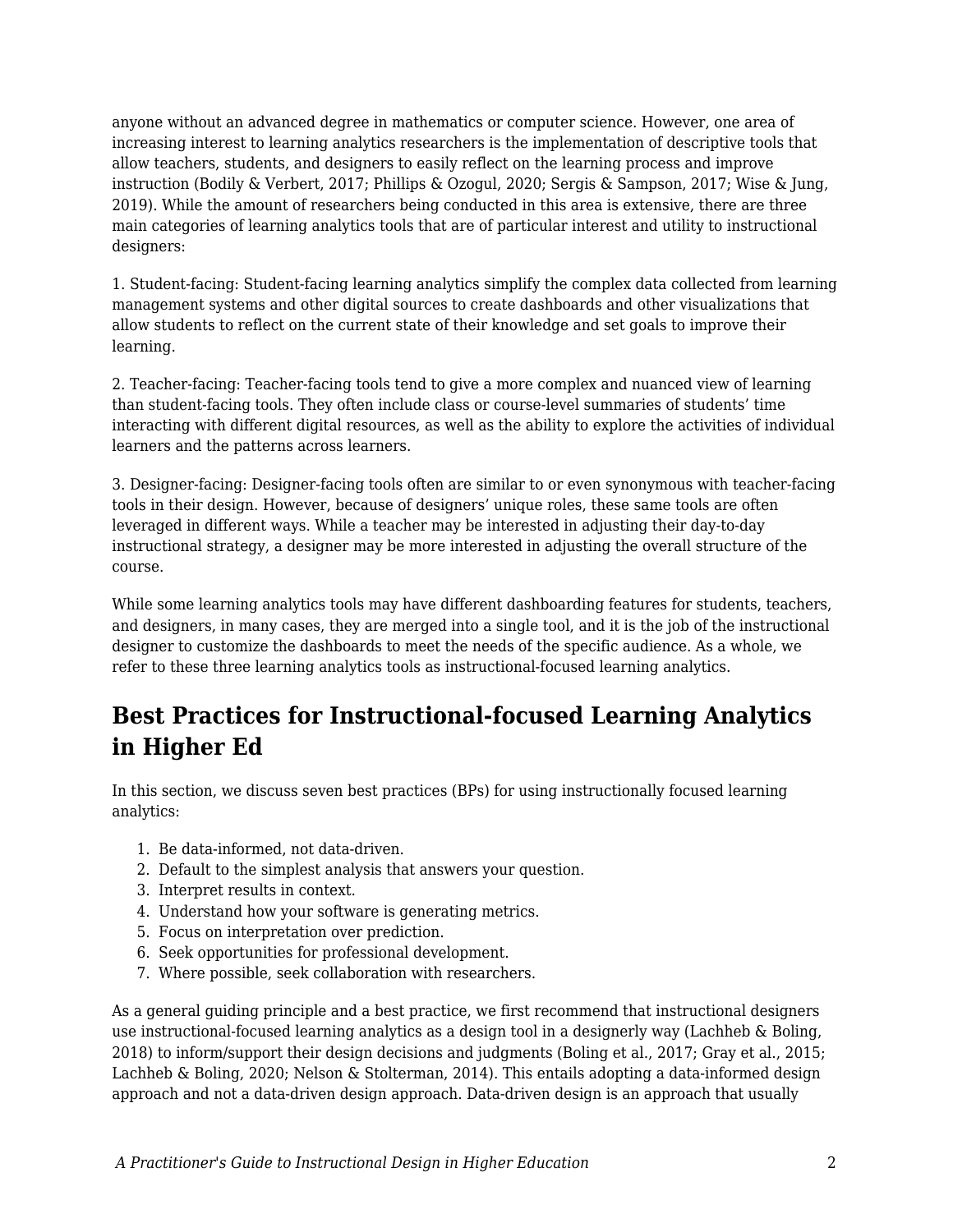anyone without an advanced degree in mathematics or computer science. However, one area of increasing interest to learning analytics researchers is the implementation of descriptive tools that allow teachers, students, and designers to easily reflect on the learning process and improve instruction (Bodily & Verbert, 2017; Phillips & Ozogul, 2020; Sergis & Sampson, 2017; Wise & Jung, 2019). While the amount of researchers being conducted in this area is extensive, there are three main categories of learning analytics tools that are of particular interest and utility to instructional designers:

1. Student-facing: Student-facing learning analytics simplify the complex data collected from learning management systems and other digital sources to create dashboards and other visualizations that allow students to reflect on the current state of their knowledge and set goals to improve their learning.

2. Teacher-facing: Teacher-facing tools tend to give a more complex and nuanced view of learning than student-facing tools. They often include class or course-level summaries of students' time interacting with different digital resources, as well as the ability to explore the activities of individual learners and the patterns across learners.

3. Designer-facing: Designer-facing tools often are similar to or even synonymous with teacher-facing tools in their design. However, because of designers' unique roles, these same tools are often leveraged in different ways. While a teacher may be interested in adjusting their day-to-day instructional strategy, a designer may be more interested in adjusting the overall structure of the course.

While some learning analytics tools may have different dashboarding features for students, teachers, and designers, in many cases, they are merged into a single tool, and it is the job of the instructional designer to customize the dashboards to meet the needs of the specific audience. As a whole, we refer to these three learning analytics tools as instructional-focused learning analytics.

## Best Practices for Instructional-focused Learning Analytics in Higher Ed

In this section, we discuss seven best practices (BPs) for using instructionally focused learning analytics:

1. Be data-informed, not data-driven.
2. Default to the simplest analysis that answers your question.
3. Interpret results in context.
4. Understand how your software is generating metrics.
5. Focus on interpretation over prediction.
6. Seek opportunities for professional development.
7. Where possible, seek collaboration with researchers.

As a general guiding principle and a best practice, we first recommend that instructional designers use instructional-focused learning analytics as a design tool in a designerly way (Lachheb & Boling, 2018) to inform/support their design decisions and judgments (Boling et al., 2017; Gray et al., 2015; Lachheb & Boling, 2020; Nelson & Stolterman, 2014). This entails adopting a data-informed design approach and not a data-driven design approach. Data-driven design is an approach that usually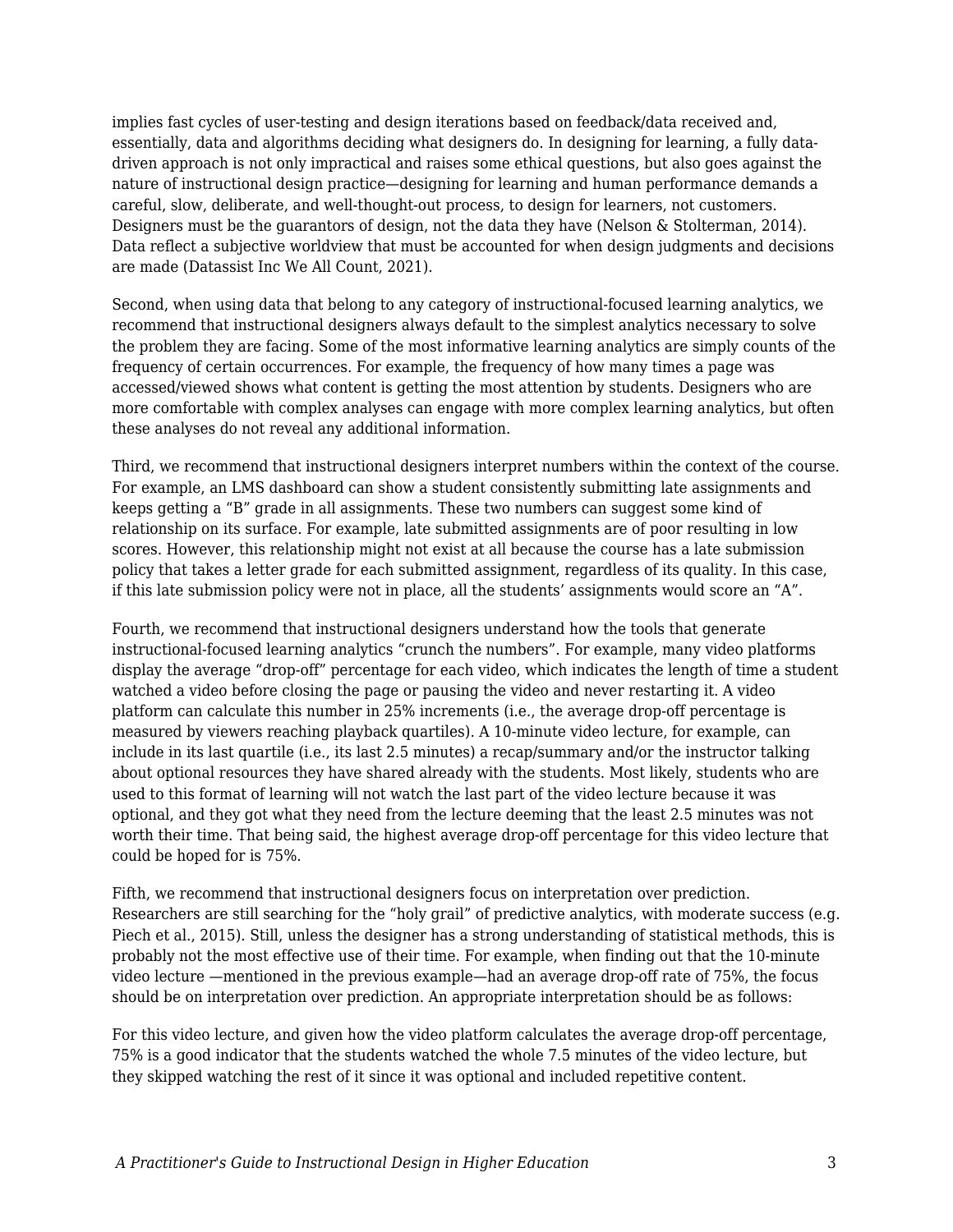implies fast cycles of user-testing and design iterations based on feedback/data received and, essentially, data and algorithms deciding what designers do. In designing for learning, a fully data-driven approach is not only impractical and raises some ethical questions, but also goes against the nature of instructional design practice—designing for learning and human performance demands a careful, slow, deliberate, and well-thought-out process, to design for learners, not customers. Designers must be the guarantors of design, not the data they have (Nelson & Stolterman, 2014). Data reflect a subjective worldview that must be accounted for when design judgments and decisions are made (Datassist Inc We All Count, 2021).

Second, when using data that belong to any category of instructional-focused learning analytics, we recommend that instructional designers always default to the simplest analytics necessary to solve the problem they are facing. Some of the most informative learning analytics are simply counts of the frequency of certain occurrences. For example, the frequency of how many times a page was accessed/viewed shows what content is getting the most attention by students. Designers who are more comfortable with complex analyses can engage with more complex learning analytics, but often these analyses do not reveal any additional information.

Third, we recommend that instructional designers interpret numbers within the context of the course. For example, an LMS dashboard can show a student consistently submitting late assignments and keeps getting a "B" grade in all assignments. These two numbers can suggest some kind of relationship on its surface. For example, late submitted assignments are of poor resulting in low scores. However, this relationship might not exist at all because the course has a late submission policy that takes a letter grade for each submitted assignment, regardless of its quality. In this case, if this late submission policy were not in place, all the students' assignments would score an "A".

Fourth, we recommend that instructional designers understand how the tools that generate instructional-focused learning analytics "crunch the numbers". For example, many video platforms display the average "drop-off" percentage for each video, which indicates the length of time a student watched a video before closing the page or pausing the video and never restarting it. A video platform can calculate this number in 25% increments (i.e., the average drop-off percentage is measured by viewers reaching playback quartiles). A 10-minute video lecture, for example, can include in its last quartile (i.e., its last 2.5 minutes) a recap/summary and/or the instructor talking about optional resources they have shared already with the students. Most likely, students who are used to this format of learning will not watch the last part of the video lecture because it was optional, and they got what they need from the lecture deeming that the least 2.5 minutes was not worth their time. That being said, the highest average drop-off percentage for this video lecture that could be hoped for is 75%.

Fifth, we recommend that instructional designers focus on interpretation over prediction. Researchers are still searching for the "holy grail" of predictive analytics, with moderate success (e.g. Piech et al., 2015). Still, unless the designer has a strong understanding of statistical methods, this is probably not the most effective use of their time. For example, when finding out that the 10-minute video lecture —mentioned in the previous example—had an average drop-off rate of 75%, the focus should be on interpretation over prediction. An appropriate interpretation should be as follows:

For this video lecture, and given how the video platform calculates the average drop-off percentage, 75% is a good indicator that the students watched the whole 7.5 minutes of the video lecture, but they skipped watching the rest of it since it was optional and included repetitive content.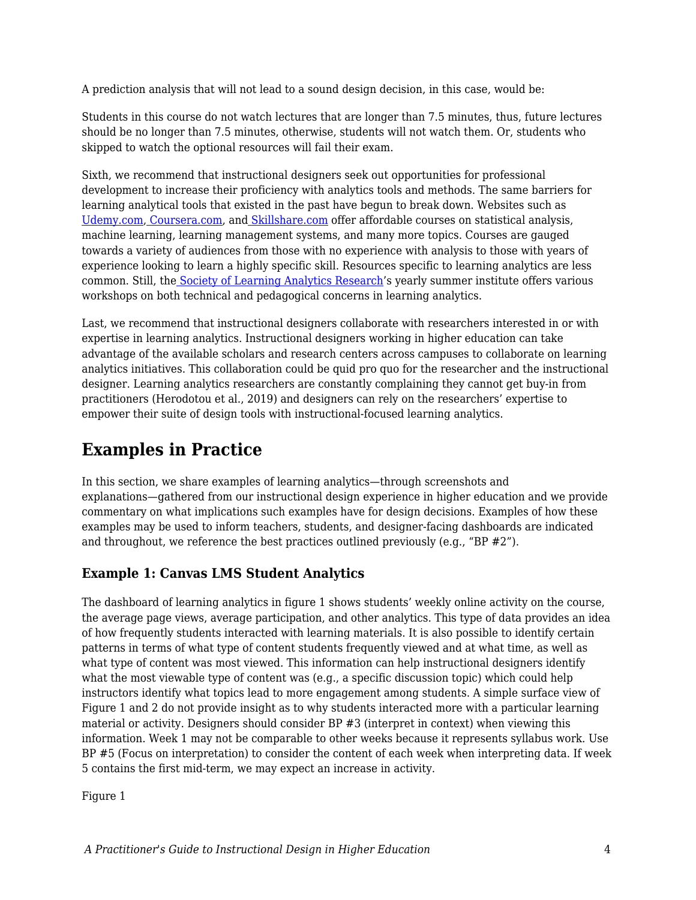A prediction analysis that will not lead to a sound design decision, in this case, would be:

Students in this course do not watch lectures that are longer than 7.5 minutes, thus, future lectures should be no longer than 7.5 minutes, otherwise, students will not watch them. Or, students who skipped to watch the optional resources will fail their exam.

Sixth, we recommend that instructional designers seek out opportunities for professional development to increase their proficiency with analytics tools and methods. The same barriers for learning analytical tools that existed in the past have begun to break down. Websites such as [Udemy.com](Udemy.com), [Coursera.com](Coursera.com), and [Skillshare.com](Skillshare.com) offer affordable courses on statistical analysis, machine learning, learning management systems, and many more topics. Courses are gauged towards a variety of audiences from those with no experience with analysis to those with years of experience looking to learn a highly specific skill. Resources specific to learning analytics are less common. Still, the Society of Learning Analytics Research's yearly summer institute offers various workshops on both technical and pedagogical concerns in learning analytics.

Last, we recommend that instructional designers collaborate with researchers interested in or with expertise in learning analytics. Instructional designers working in higher education can take advantage of the available scholars and research centers across campuses to collaborate on learning analytics initiatives. This collaboration could be quid pro quo for the researcher and the instructional designer. Learning analytics researchers are constantly complaining they cannot get buy-in from practitioners (Herodotou et al., 2019) and designers can rely on the researchers' expertise to empower their suite of design tools with instructional-focused learning analytics.

## Examples in Practice

In this section, we share examples of learning analytics—through screenshots and explanations—gathered from our instructional design experience in higher education and we provide commentary on what implications such examples have for design decisions. Examples of how these examples may be used to inform teachers, students, and designer-facing dashboards are indicated and throughout, we reference the best practices outlined previously (e.g., "BP #2").

### Example 1: Canvas LMS Student Analytics

The dashboard of learning analytics in figure 1 shows students' weekly online activity on the course, the average page views, average participation, and other analytics. This type of data provides an idea of how frequently students interacted with learning materials. It is also possible to identify certain patterns in terms of what type of content students frequently viewed and at what time, as well as what type of content was most viewed. This information can help instructional designers identify what the most viewable type of content was (e.g., a specific discussion topic) which could help instructors identify what topics lead to more engagement among students. A simple surface view of Figure 1 and 2 do not provide insight as to why students interacted more with a particular learning material or activity. Designers should consider BP #3 (interpret in context) when viewing this information. Week 1 may not be comparable to other weeks because it represents syllabus work. Use BP #5 (Focus on interpretation) to consider the content of each week when interpreting data. If week 5 contains the first mid-term, we may expect an increase in activity.

Figure 1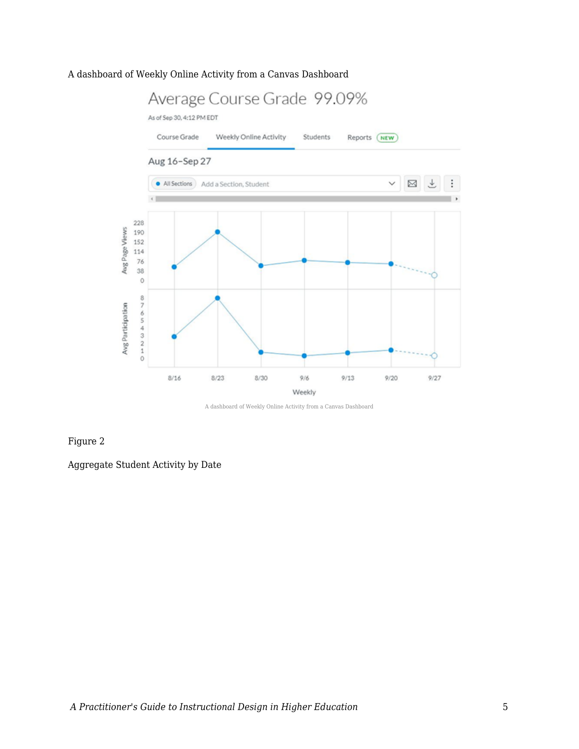A dashboard of Weekly Online Activity from a Canvas Dashboard

A dashboard of Weekly Online Activity from a Canvas Dashboard

Figure 2

Aggregate Student Activity by Date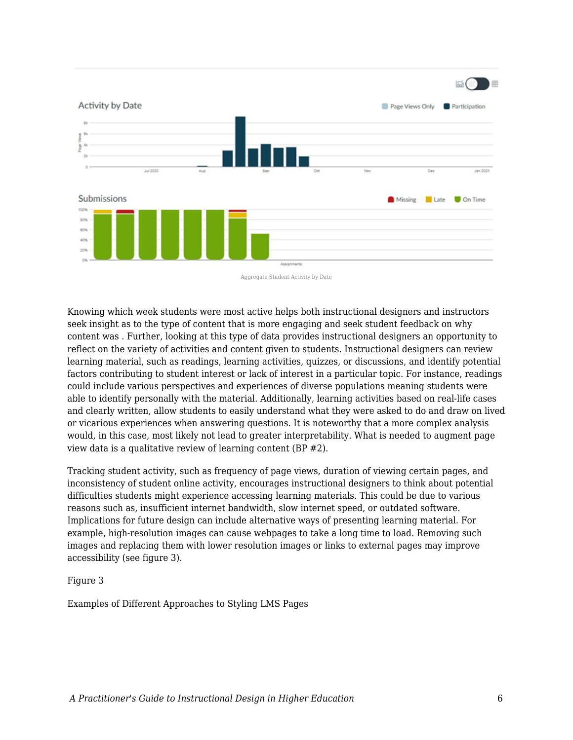Aggregate Student Activity by Date

Knowing which week students were most active helps both instructional designers and instructors seek insight as to the type of content that is more engaging and seek student feedback on why content was . Further, looking at this type of data provides instructional designers an opportunity to reflect on the variety of activities and content given to students. Instructional designers can review learning material, such as readings, learning activities, quizzes, or discussions, and identify potential factors contributing to student interest or lack of interest in a particular topic. For instance, readings could include various perspectives and experiences of diverse populations meaning students were able to identify personally with the material. Additionally, learning activities based on real-life cases and clearly written, allow students to easily understand what they were asked to do and draw on lived or vicarious experiences when answering questions. It is noteworthy that a more complex analysis would, in this case, most likely not lead to greater interpretability. What is needed to augment page view data is a qualitative review of learning content (BP #2).

Tracking student activity, such as frequency of page views, duration of viewing certain pages, and inconsistency of student online activity, encourages instructional designers to think about potential difficulties students might experience accessing learning materials. This could be due to various reasons such as, insufficient internet bandwidth, slow internet speed, or outdated software. Implications for future design can include alternative ways of presenting learning material. For example, high-resolution images can cause webpages to take a long time to load. Removing such images and replacing them with lower resolution images or links to external pages may improve accessibility (see figure 3).

Figure 3

Examples of Different Approaches to Styling LMS Pages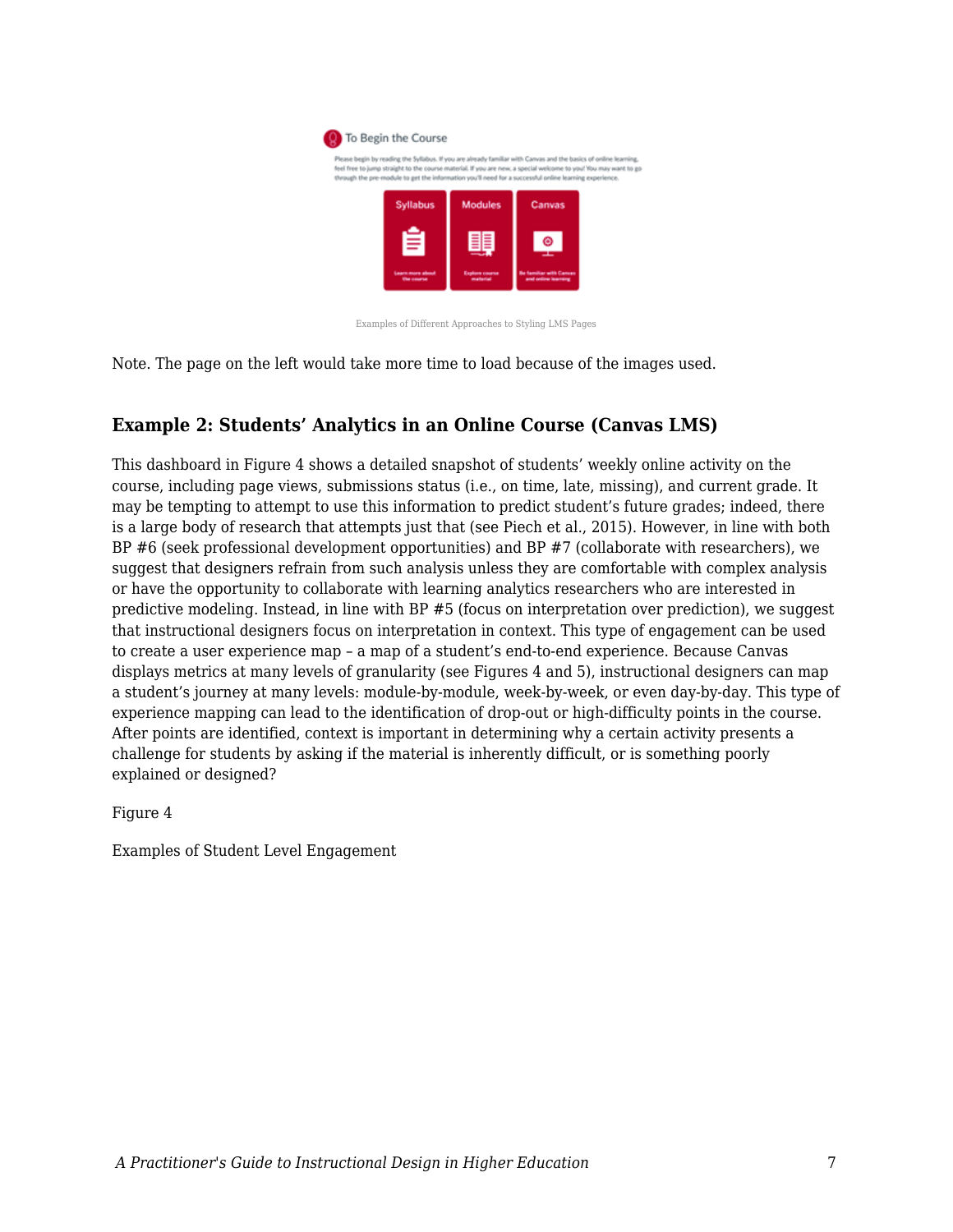To Begin the Course

Please begin by reading the Syllabus. If you are already familiar with Canvas and the basics of online learning, feel free to jump straight to the course material. If you are new, a special welcome to you! You may want to go through the pre-module to get the information you'll need for a successful online learning experience.

Syllabus — Learn more about the course

Modules — Explore course material

Canvas — Be familiar with Canvas and online learning

Examples of Different Approaches to Styling LMS Pages

Note. The page on the left would take more time to load because of the images used.

### Example 2: Students' Analytics in an Online Course (Canvas LMS)

This dashboard in Figure 4 shows a detailed snapshot of students' weekly online activity on the course, including page views, submissions status (i.e., on time, late, missing), and current grade. It may be tempting to attempt to use this information to predict student's future grades; indeed, there is a large body of research that attempts just that (see Piech et al., 2015). However, in line with both BP #6 (seek professional development opportunities) and BP #7 (collaborate with researchers), we suggest that designers refrain from such analysis unless they are comfortable with complex analysis or have the opportunity to collaborate with learning analytics researchers who are interested in predictive modeling. Instead, in line with BP #5 (focus on interpretation over prediction), we suggest that instructional designers focus on interpretation in context. This type of engagement can be used to create a user experience map – a map of a student's end-to-end experience. Because Canvas displays metrics at many levels of granularity (see Figures 4 and 5), instructional designers can map a student's journey at many levels: module-by-module, week-by-week, or even day-by-day. This type of experience mapping can lead to the identification of drop-out or high-difficulty points in the course. After points are identified, context is important in determining why a certain activity presents a challenge for students by asking if the material is inherently difficult, or is something poorly explained or designed?

Figure 4

Examples of Student Level Engagement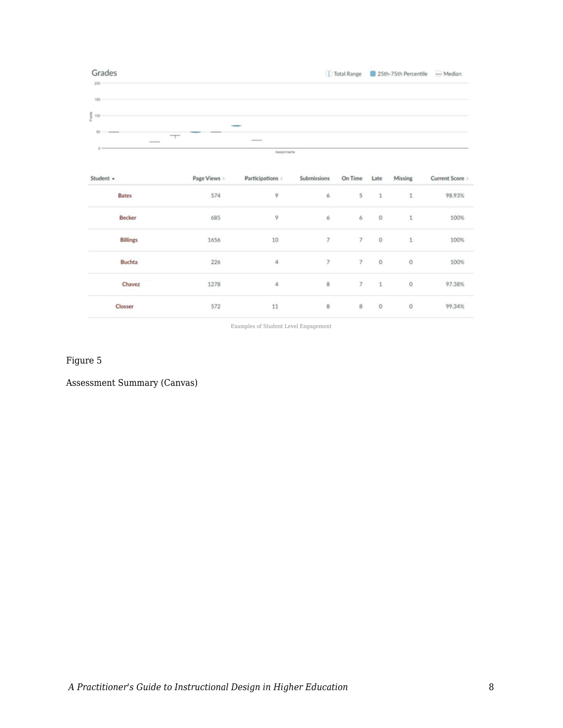Grades

| Student | Page Views | Participations | Submissions | On Time | Late | Missing | Current Score |
|---|---|---|---|---|---|---|---|
| Bates | 574 | 9 | 6 | 5 | 1 | 1 | 98.93% |
| Becker | 685 | 9 | 6 | 6 | 0 | 1 | 100% |
| Billings | 1656 | 10 | 7 | 7 | 0 | 1 | 100% |
| Buchta | 226 | 4 | 7 | 7 | 0 | 0 | 100% |
| Chavez | 1278 | 4 | 8 | 7 | 1 | 0 | 97.38% |
| Closser | 572 | 11 | 8 | 8 | 0 | 0 | 99.34% |

Examples of Student Level Engagement

Figure 5

Assessment Summary (Canvas)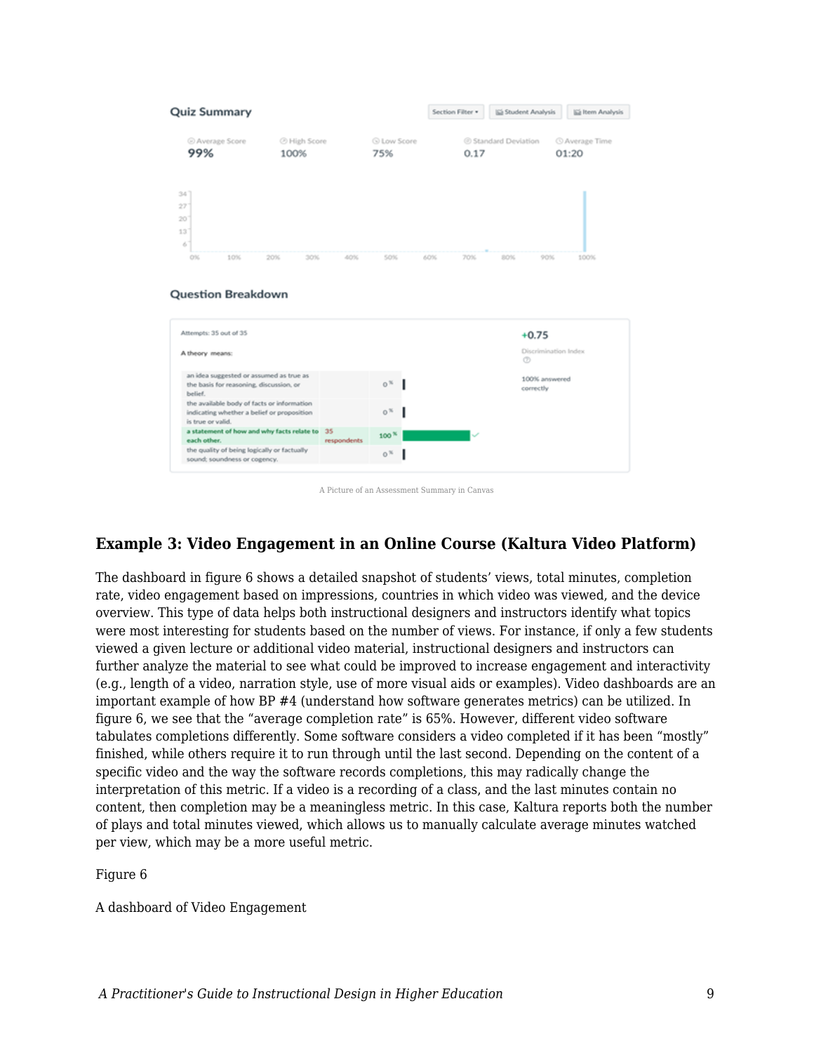A Picture of an Assessment Summary in Canvas

### Example 3: Video Engagement in an Online Course (Kaltura Video Platform)

The dashboard in figure 6 shows a detailed snapshot of students' views, total minutes, completion rate, video engagement based on impressions, countries in which video was viewed, and the device overview. This type of data helps both instructional designers and instructors identify what topics were most interesting for students based on the number of views. For instance, if only a few students viewed a given lecture or additional video material, instructional designers and instructors can further analyze the material to see what could be improved to increase engagement and interactivity (e.g., length of a video, narration style, use of more visual aids or examples). Video dashboards are an important example of how BP #4 (understand how software generates metrics) can be utilized. In figure 6, we see that the "average completion rate" is 65%. However, different video software tabulates completions differently. Some software considers a video completed if it has been "mostly" finished, while others require it to run through until the last second. Depending on the content of a specific video and the way the software records completions, this may radically change the interpretation of this metric. If a video is a recording of a class, and the last minutes contain no content, then completion may be a meaningless metric. In this case, Kaltura reports both the number of plays and total minutes viewed, which allows us to manually calculate average minutes watched per view, which may be a more useful metric.

Figure 6

A dashboard of Video Engagement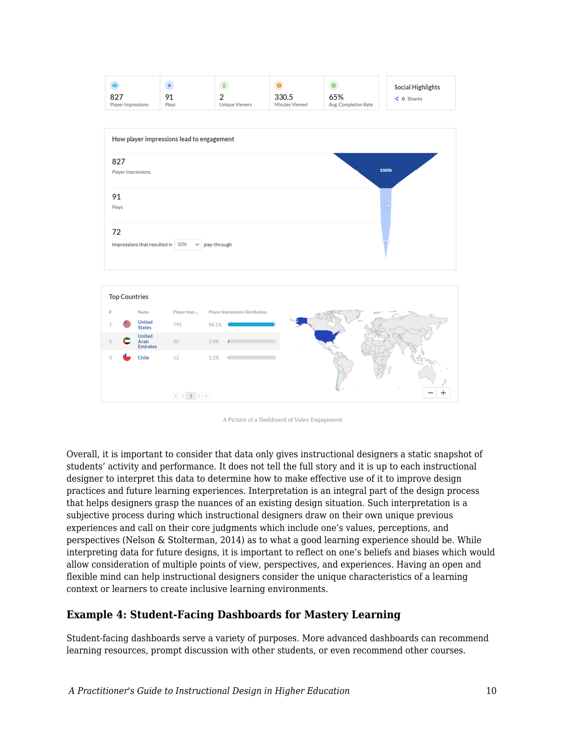| 827 | 91 | 2 | 330.5 | 65% |
|---|---|---|---|---|
| Player Impressions | Plays | Unique Viewers | Minutes Viewed | Avg. Completion Rate |

Social Highlights

0 Shares

How player impressions lead to engagement

827
Player Impressions — 100%

91
Plays — 11%

72
Impressions that resulted in 50% play-through — 9%

Top Countries

| # | Name | Player Impr... | Player Impressions Distribution |
|---|---|---|---|
| 1 | United States | 795 | 96.1% |
| 2 | United Arab Emirates | 20 | 2.4% |
| 3 | Chile | 12 | 1.5% |

A Picture of a Dashboard of Video Engagement

Overall, it is important to consider that data only gives instructional designers a static snapshot of students' activity and performance. It does not tell the full story and it is up to each instructional designer to interpret this data to determine how to make effective use of it to improve design practices and future learning experiences. Interpretation is an integral part of the design process that helps designers grasp the nuances of an existing design situation. Such interpretation is a subjective process during which instructional designers draw on their own unique previous experiences and call on their core judgments which include one's values, perceptions, and perspectives (Nelson & Stolterman, 2014) as to what a good learning experience should be. While interpreting data for future designs, it is important to reflect on one's beliefs and biases which would allow consideration of multiple points of view, perspectives, and experiences. Having an open and flexible mind can help instructional designers consider the unique characteristics of a learning context or learners to create inclusive learning environments.

### Example 4: Student-Facing Dashboards for Mastery Learning

Student-facing dashboards serve a variety of purposes. More advanced dashboards can recommend learning resources, prompt discussion with other students, or even recommend other courses.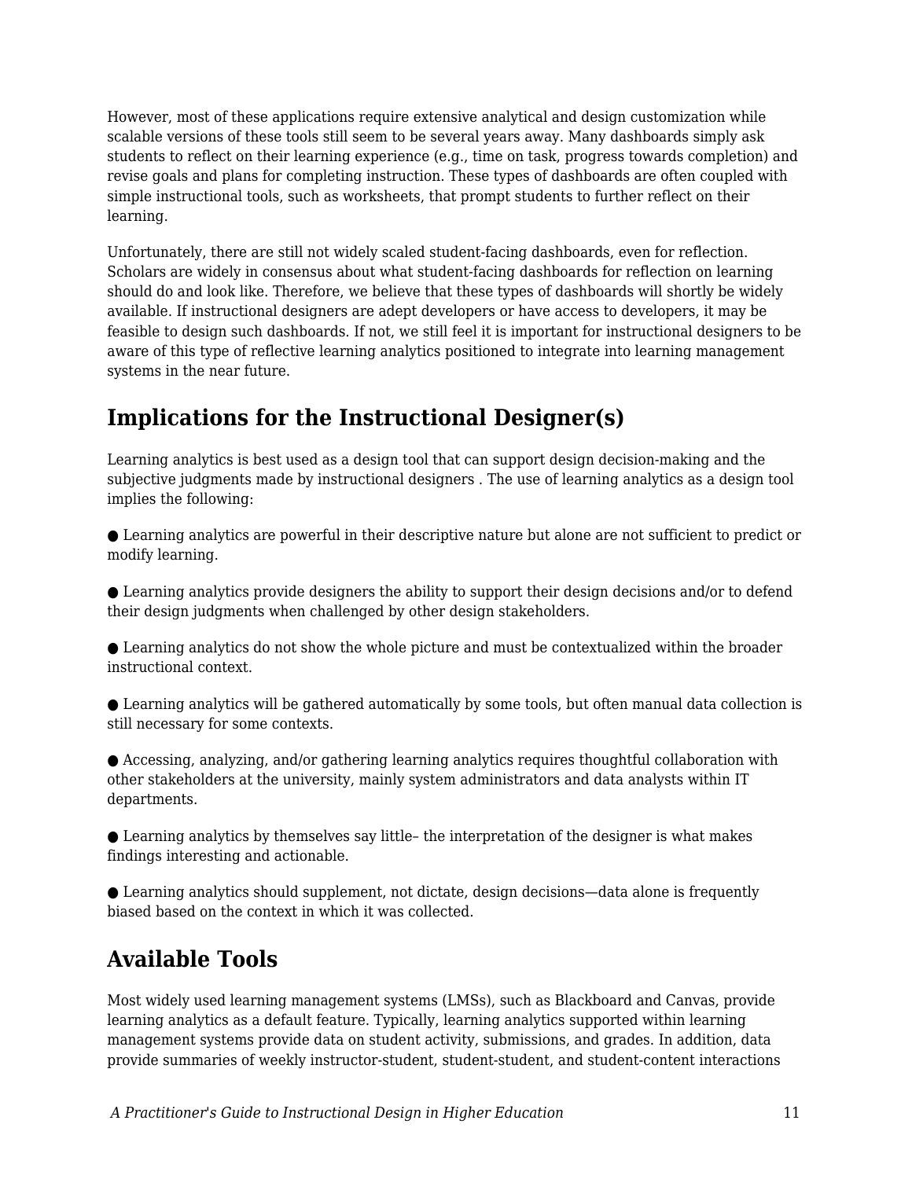However, most of these applications require extensive analytical and design customization while scalable versions of these tools still seem to be several years away. Many dashboards simply ask students to reflect on their learning experience (e.g., time on task, progress towards completion) and revise goals and plans for completing instruction. These types of dashboards are often coupled with simple instructional tools, such as worksheets, that prompt students to further reflect on their learning.

Unfortunately, there are still not widely scaled student-facing dashboards, even for reflection. Scholars are widely in consensus about what student-facing dashboards for reflection on learning should do and look like. Therefore, we believe that these types of dashboards will shortly be widely available. If instructional designers are adept developers or have access to developers, it may be feasible to design such dashboards. If not, we still feel it is important for instructional designers to be aware of this type of reflective learning analytics positioned to integrate into learning management systems in the near future.

## Implications for the Instructional Designer(s)

Learning analytics is best used as a design tool that can support design decision-making and the subjective judgments made by instructional designers . The use of learning analytics as a design tool implies the following:

● Learning analytics are powerful in their descriptive nature but alone are not sufficient to predict or modify learning.

● Learning analytics provide designers the ability to support their design decisions and/or to defend their design judgments when challenged by other design stakeholders.

● Learning analytics do not show the whole picture and must be contextualized within the broader instructional context.

● Learning analytics will be gathered automatically by some tools, but often manual data collection is still necessary for some contexts.

● Accessing, analyzing, and/or gathering learning analytics requires thoughtful collaboration with other stakeholders at the university, mainly system administrators and data analysts within IT departments.

● Learning analytics by themselves say little– the interpretation of the designer is what makes findings interesting and actionable.

● Learning analytics should supplement, not dictate, design decisions—data alone is frequently biased based on the context in which it was collected.

## Available Tools

Most widely used learning management systems (LMSs), such as Blackboard and Canvas, provide learning analytics as a default feature. Typically, learning analytics supported within learning management systems provide data on student activity, submissions, and grades. In addition, data provide summaries of weekly instructor-student, student-student, and student-content interactions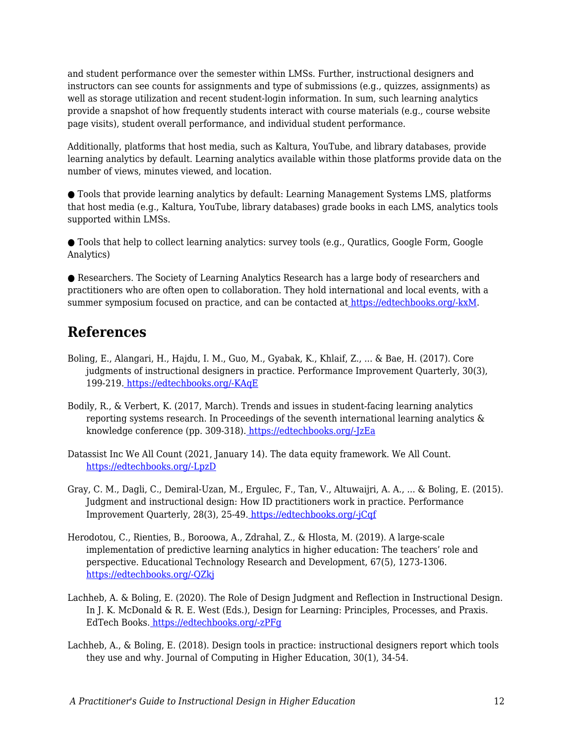and student performance over the semester within LMSs. Further, instructional designers and instructors can see counts for assignments and type of submissions (e.g., quizzes, assignments) as well as storage utilization and recent student-login information. In sum, such learning analytics provide a snapshot of how frequently students interact with course materials (e.g., course website page visits), student overall performance, and individual student performance.

Additionally, platforms that host media, such as Kaltura, YouTube, and library databases, provide learning analytics by default. Learning analytics available within those platforms provide data on the number of views, minutes viewed, and location.

● Tools that provide learning analytics by default: Learning Management Systems LMS, platforms that host media (e.g., Kaltura, YouTube, library databases) grade books in each LMS, analytics tools supported within LMSs.

● Tools that help to collect learning analytics: survey tools (e.g., Quratlics, Google Form, Google Analytics)

● Researchers. The Society of Learning Analytics Research has a large body of researchers and practitioners who are often open to collaboration. They hold international and local events, with a summer symposium focused on practice, and can be contacted at https://edtechbooks.org/-kxM.

## References

Boling, E., Alangari, H., Hajdu, I. M., Guo, M., Gyabak, K., Khlaif, Z., ... & Bae, H. (2017). Core judgments of instructional designers in practice. Performance Improvement Quarterly, 30(3), 199-219. https://edtechbooks.org/-KAqE

Bodily, R., & Verbert, K. (2017, March). Trends and issues in student-facing learning analytics reporting systems research. In Proceedings of the seventh international learning analytics & knowledge conference (pp. 309-318). https://edtechbooks.org/-JzEa

Datassist Inc We All Count (2021, January 14). The data equity framework. We All Count. https://edtechbooks.org/-LpzD

Gray, C. M., Dagli, C., Demiral-Uzan, M., Ergulec, F., Tan, V., Altuwaijri, A. A., ... & Boling, E. (2015). Judgment and instructional design: How ID practitioners work in practice. Performance Improvement Quarterly, 28(3), 25-49. https://edtechbooks.org/-jCqf

Herodotou, C., Rienties, B., Boroowa, A., Zdrahal, Z., & Hlosta, M. (2019). A large-scale implementation of predictive learning analytics in higher education: The teachers' role and perspective. Educational Technology Research and Development, 67(5), 1273-1306. https://edtechbooks.org/-QZkj

Lachheb, A. & Boling, E. (2020). The Role of Design Judgment and Reflection in Instructional Design. In J. K. McDonald & R. E. West (Eds.), Design for Learning: Principles, Processes, and Praxis. EdTech Books. https://edtechbooks.org/-zPFg

Lachheb, A., & Boling, E. (2018). Design tools in practice: instructional designers report which tools they use and why. Journal of Computing in Higher Education, 30(1), 34-54.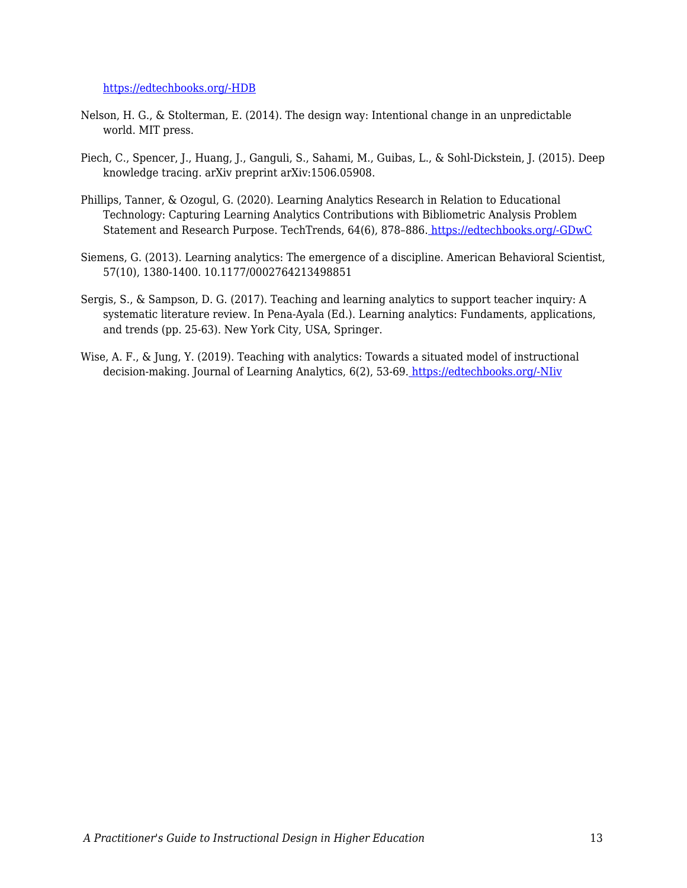https://edtechbooks.org/-HDB

Nelson, H. G., & Stolterman, E. (2014). The design way: Intentional change in an unpredictable world. MIT press.

Piech, C., Spencer, J., Huang, J., Ganguli, S., Sahami, M., Guibas, L., & Sohl-Dickstein, J. (2015). Deep knowledge tracing. arXiv preprint arXiv:1506.05908.

Phillips, Tanner, & Ozogul, G. (2020). Learning Analytics Research in Relation to Educational Technology: Capturing Learning Analytics Contributions with Bibliometric Analysis Problem Statement and Research Purpose. TechTrends, 64(6), 878–886. https://edtechbooks.org/-GDwC

Siemens, G. (2013). Learning analytics: The emergence of a discipline. American Behavioral Scientist, 57(10), 1380-1400. 10.1177/0002764213498851

Sergis, S., & Sampson, D. G. (2017). Teaching and learning analytics to support teacher inquiry: A systematic literature review. In Pena-Ayala (Ed.). Learning analytics: Fundaments, applications, and trends (pp. 25-63). New York City, USA, Springer.

Wise, A. F., & Jung, Y. (2019). Teaching with analytics: Towards a situated model of instructional decision-making. Journal of Learning Analytics, 6(2), 53-69. https://edtechbooks.org/-NIiv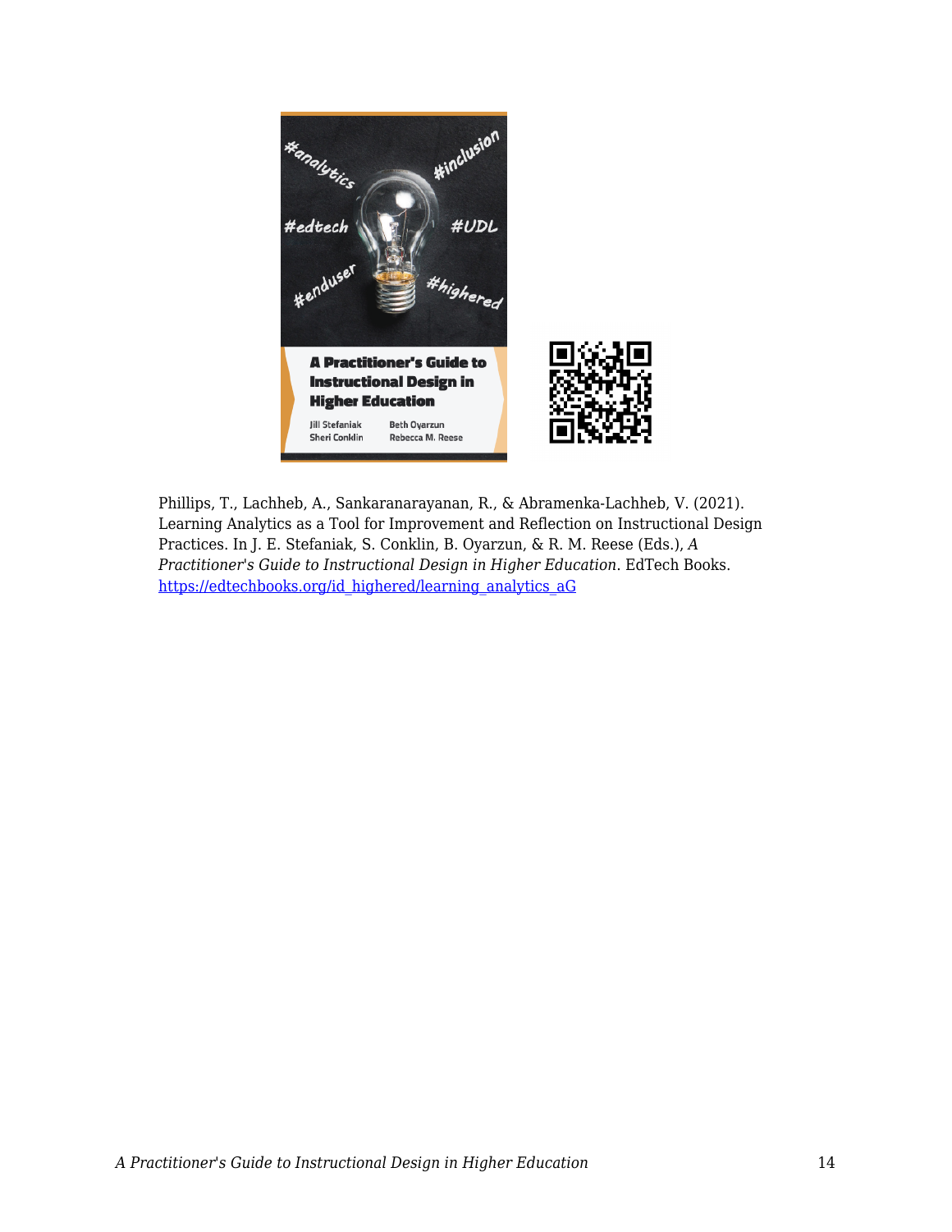Phillips, T., Lachheb, A., Sankaranarayanan, R., & Abramenka-Lachheb, V. (2021). Learning Analytics as a Tool for Improvement and Reflection on Instructional Design Practices. In J. E. Stefaniak, S. Conklin, B. Oyarzun, & R. M. Reese (Eds.), *A Practitioner's Guide to Instructional Design in Higher Education*. EdTech Books. [https://edtechbooks.org/id_highered/learning_analytics_aG](https://edtechbooks.org/id_highered/learning_analytics_aG)